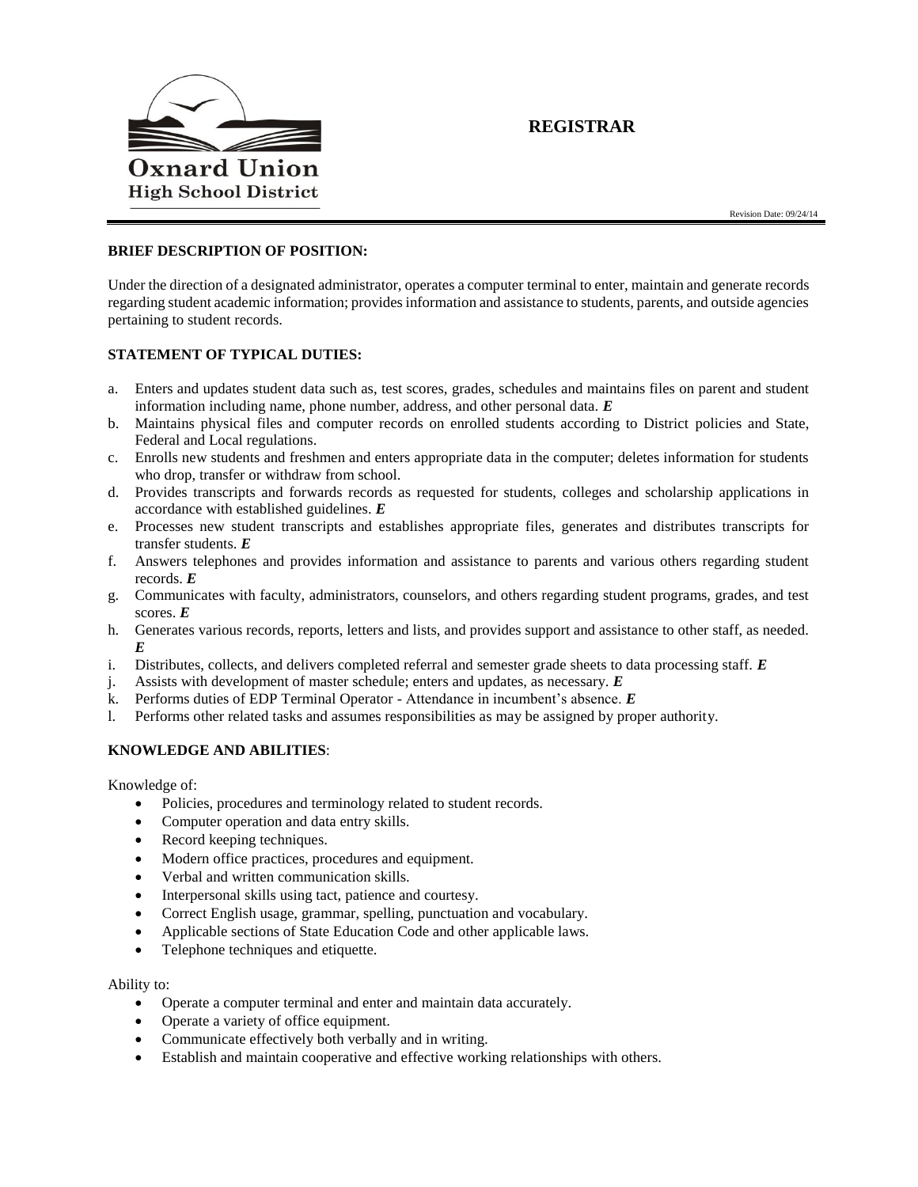Oxnard Union
High School District

# REGISTRAR

Revision Date: 09/24/14

## BRIEF DESCRIPTION OF POSITION:

Under the direction of a designated administrator, operates a computer terminal to enter, maintain and generate records regarding student academic information; provides information and assistance to students, parents, and outside agencies pertaining to student records.

## STATEMENT OF TYPICAL DUTIES:

a. Enters and updates student data such as, test scores, grades, schedules and maintains files on parent and student information including name, phone number, address, and other personal data. ***E***
b. Maintains physical files and computer records on enrolled students according to District policies and State, Federal and Local regulations.
c. Enrolls new students and freshmen and enters appropriate data in the computer; deletes information for students who drop, transfer or withdraw from school.
d. Provides transcripts and forwards records as requested for students, colleges and scholarship applications in accordance with established guidelines. ***E***
e. Processes new student transcripts and establishes appropriate files, generates and distributes transcripts for transfer students. ***E***
f. Answers telephones and provides information and assistance to parents and various others regarding student records. ***E***
g. Communicates with faculty, administrators, counselors, and others regarding student programs, grades, and test scores. ***E***
h. Generates various records, reports, letters and lists, and provides support and assistance to other staff, as needed. ***E***
i. Distributes, collects, and delivers completed referral and semester grade sheets to data processing staff. ***E***
j. Assists with development of master schedule; enters and updates, as necessary. ***E***
k. Performs duties of EDP Terminal Operator - Attendance in incumbent's absence. ***E***
l. Performs other related tasks and assumes responsibilities as may be assigned by proper authority.

## KNOWLEDGE AND ABILITIES:

Knowledge of:

- Policies, procedures and terminology related to student records.
- Computer operation and data entry skills.
- Record keeping techniques.
- Modern office practices, procedures and equipment.
- Verbal and written communication skills.
- Interpersonal skills using tact, patience and courtesy.
- Correct English usage, grammar, spelling, punctuation and vocabulary.
- Applicable sections of State Education Code and other applicable laws.
- Telephone techniques and etiquette.

Ability to:

- Operate a computer terminal and enter and maintain data accurately.
- Operate a variety of office equipment.
- Communicate effectively both verbally and in writing.
- Establish and maintain cooperative and effective working relationships with others.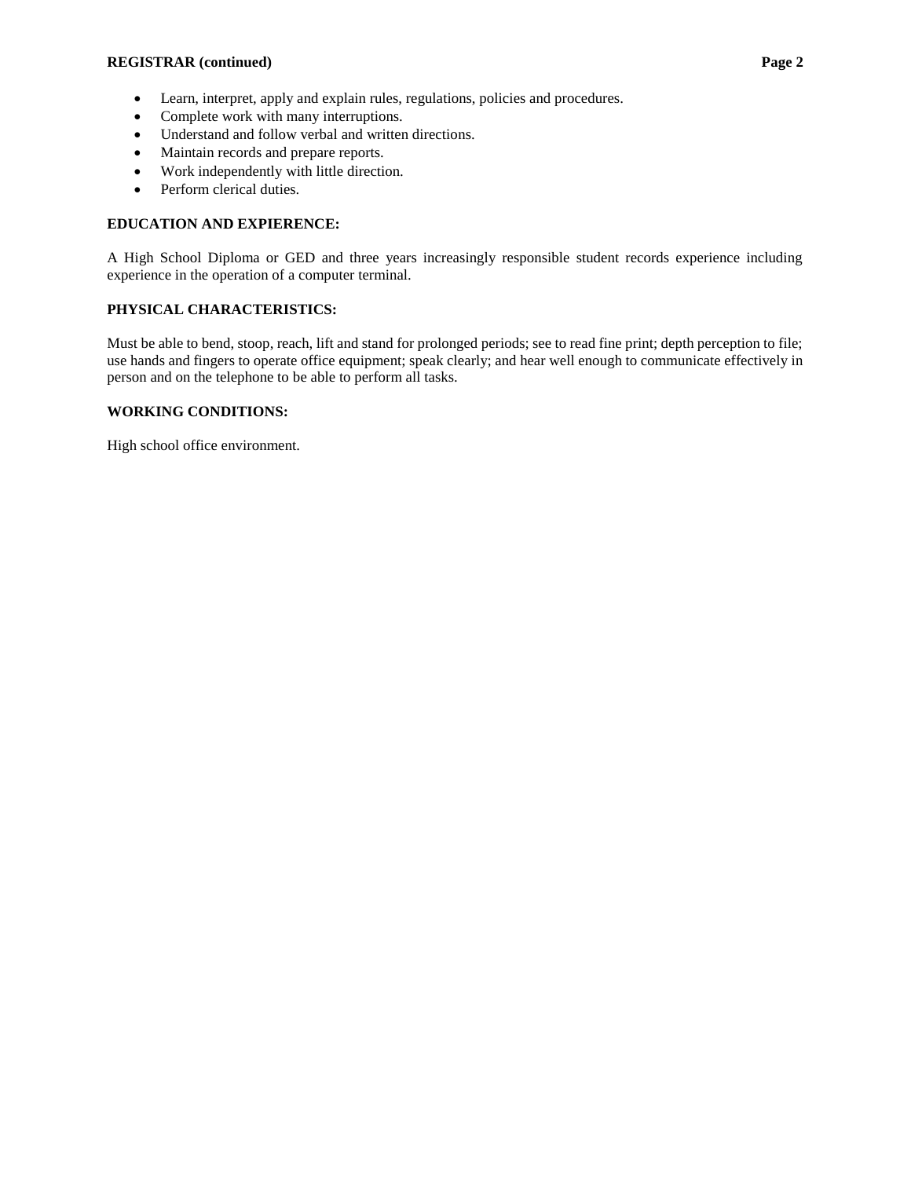- Learn, interpret, apply and explain rules, regulations, policies and procedures.
- Complete work with many interruptions.
- Understand and follow verbal and written directions.
- Maintain records and prepare reports.
- Work independently with little direction.
- Perform clerical duties.

**EDUCATION AND EXPIERENCE:**

A High School Diploma or GED and three years increasingly responsible student records experience including experience in the operation of a computer terminal.

**PHYSICAL CHARACTERISTICS:**

Must be able to bend, stoop, reach, lift and stand for prolonged periods; see to read fine print; depth perception to file; use hands and fingers to operate office equipment; speak clearly; and hear well enough to communicate effectively in person and on the telephone to be able to perform all tasks.

**WORKING CONDITIONS:**

High school office environment.